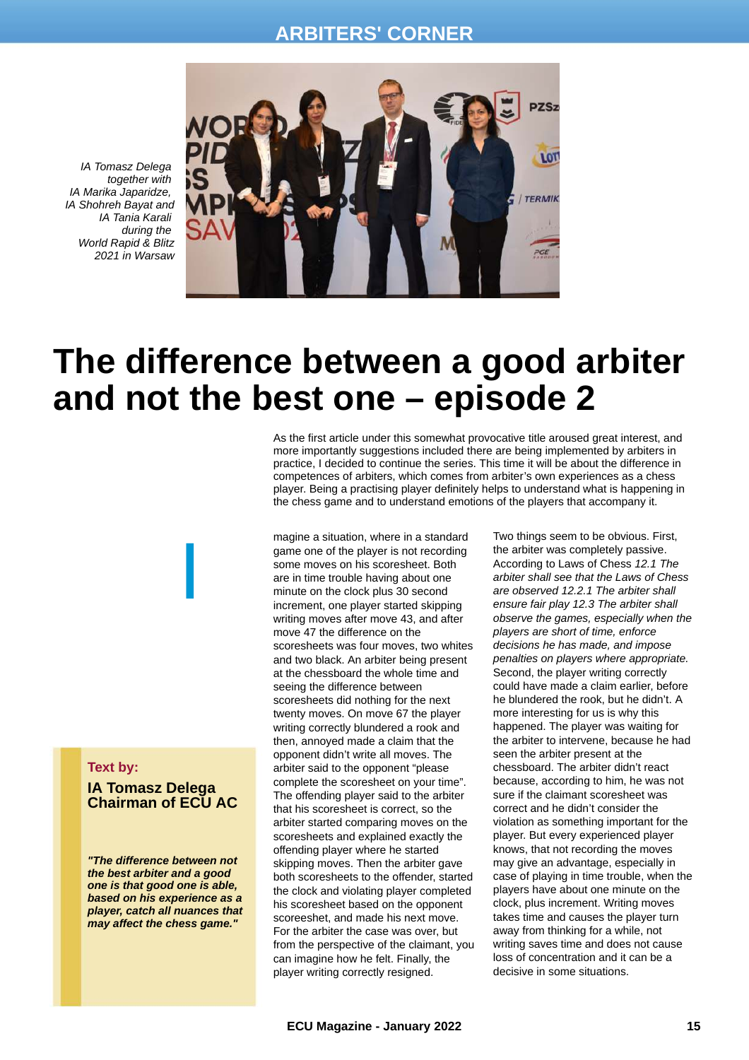IA Tomasz Delega together with IA Marika Japaridze, IA Shohreh Bayat and IA Tania Karali during the World Rapid & Blitz 2021 in Warsaw

# The difference between a good arbiter and not the best one – episode 2

As the first article under this somewhat provocative title aroused great interest, and more importantly suggestions included there are being implemented by arbiters in practice, I decided to continue the series. This time it will be about the difference in competences of arbiters, which comes from arbiter's own experiences as a chess player. Being a practising player definitely helps to understand what is happening in the chess game and to understand emotions of the players that accompany it.

**Text by:**

**IA Tomasz Delega Chairman of ECU AC**

***"The difference between not the best arbiter and a good one is that good one is able, based on his experience as a player, catch all nuances that may affect the chess game."***

Imagine a situation, where in a standard game one of the player is not recording some moves on his scoresheet. Both are in time trouble having about one minute on the clock plus 30 second increment, one player started skipping writing moves after move 43, and after move 47 the difference on the scoresheets was four moves, two whites and two black. An arbiter being present at the chessboard the whole time and seeing the difference between scoresheets did nothing for the next twenty moves. On move 67 the player writing correctly blundered a rook and then, annoyed made a claim that the opponent didn't write all moves. The arbiter said to the opponent "please complete the scoresheet on your time". The offending player said to the arbiter that his scoresheet is correct, so the arbiter started comparing moves on the scoresheets and explained exactly the offending player where he started skipping moves. Then the arbiter gave both scoresheets to the offender, started the clock and violating player completed his scoresheet based on the opponent scoreesheet, and made his next move. For the arbiter the case was over, but from the perspective of the claimant, you can imagine how he felt. Finally, the player writing correctly resigned.

Two things seem to be obvious. First, the arbiter was completely passive. According to Laws of Chess *12.1 The arbiter shall see that the Laws of Chess are observed 12.2.1 The arbiter shall ensure fair play 12.3 The arbiter shall observe the games, especially when the players are short of time, enforce decisions he has made, and impose penalties on players where appropriate.* Second, the player writing correctly could have made a claim earlier, before he blundered the rook, but he didn't. A more interesting for us is why this happened. The player was waiting for the arbiter to intervene, because he had seen the arbiter present at the chessboard. The arbiter didn't react because, according to him, he was not sure if the claimant scoresheet was correct and he didn't consider the violation as something important for the player. But every experienced player knows, that not recording the moves may give an advantage, especially in case of playing in time trouble, when the players have about one minute on the clock, plus increment. Writing moves takes time and causes the player turn away from thinking for a while, not writing saves time and does not cause loss of concentration and it can be a decisive in some situations.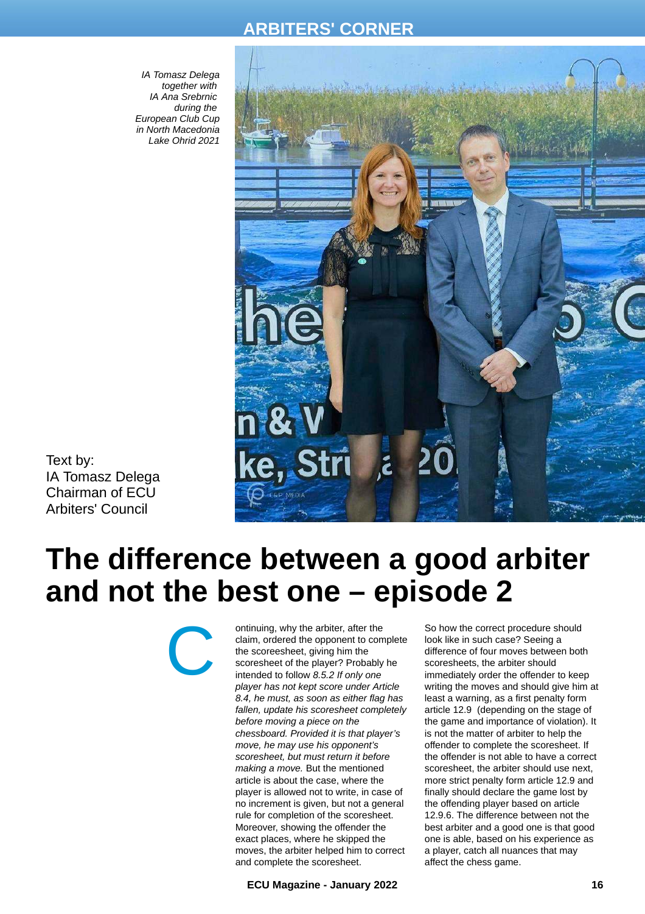IA Tomasz Delega together with IA Ana Srebrnic during the European Club Cup in North Macedonia Lake Ohrid 2021

Text by:
IA Tomasz Delega
Chairman of ECU
Arbiters' Council

# The difference between a good arbiter and not the best one – episode 2

Continuing, why the arbiter, after the claim, ordered the opponent to complete the scoreesheet, giving him the scoresheet of the player? Probably he intended to follow *8.5.2 If only one player has not kept score under Article 8.4, he must, as soon as either flag has fallen, update his scoresheet completely before moving a piece on the chessboard. Provided it is that player's move, he may use his opponent's scoresheet, but must return it before making a move.* But the mentioned article is about the case, where the player is allowed not to write, in case of no increment is given, but not a general rule for completion of the scoresheet. Moreover, showing the offender the exact places, where he skipped the moves, the arbiter helped him to correct and complete the scoresheet.

So how the correct procedure should look like in such case? Seeing a difference of four moves between both scoresheets, the arbiter should immediately order the offender to keep writing the moves and should give him at least a warning, as a first penalty form article 12.9 (depending on the stage of the game and importance of violation). It is not the matter of arbiter to help the offender to complete the scoresheet. If the offender is not able to have a correct scoresheet, the arbiter should use next, more strict penalty form article 12.9 and finally should declare the game lost by the offending player based on article 12.9.6. The difference between not the best arbiter and a good one is that good one is able, based on his experience as a player, catch all nuances that may affect the chess game.